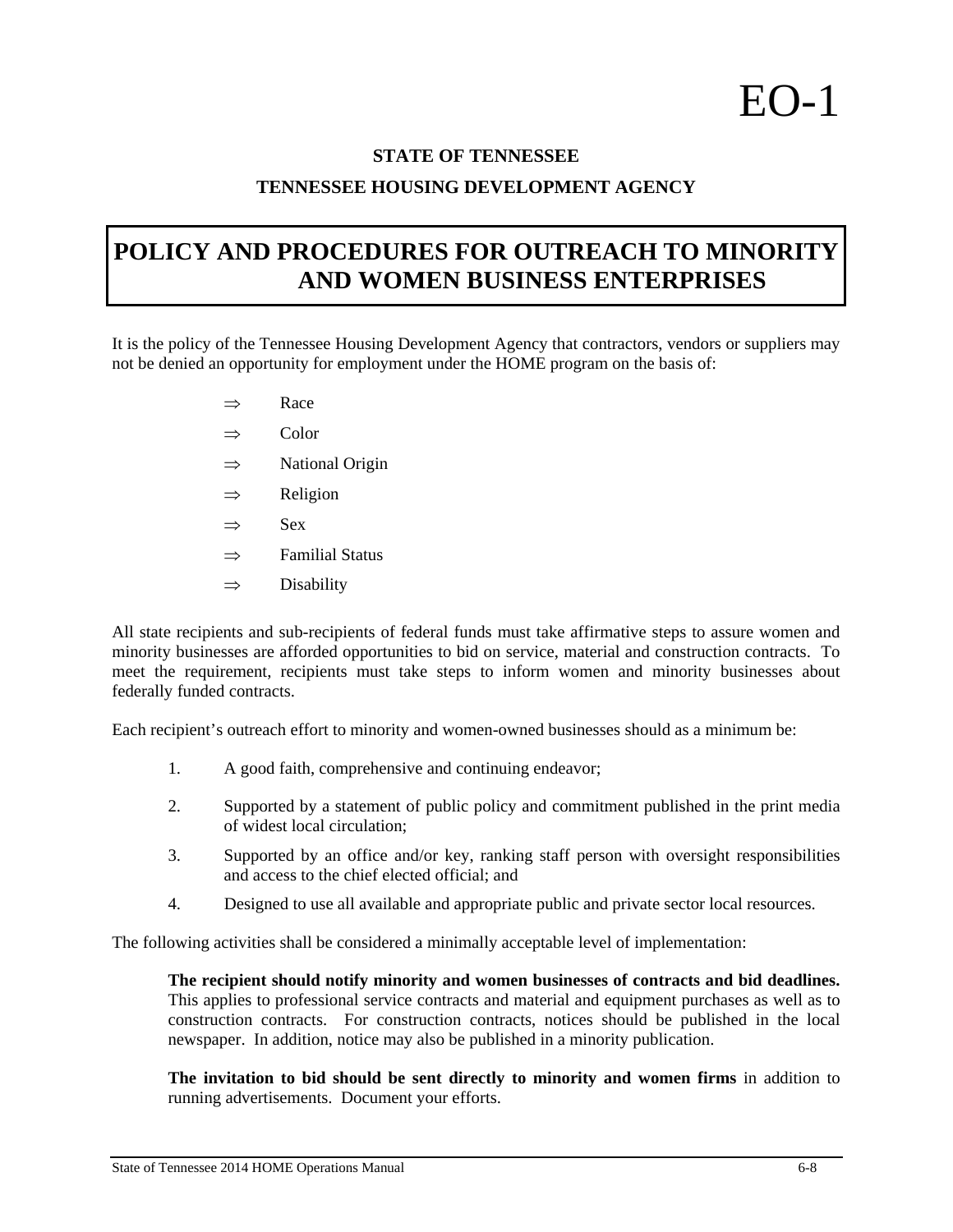# EO-1

**STATE OF TENNESSEE**

**TENNESSEE HOUSING DEVELOPMENT AGENCY**

## POLICY AND PROCEDURES FOR OUTREACH TO MINORITY AND WOMEN BUSINESS ENTERPRISES

It is the policy of the Tennessee Housing Development Agency that contractors, vendors or suppliers may not be denied an opportunity for employment under the HOME program on the basis of:

- ⇒ Race
- ⇒ Color
- ⇒ National Origin
- ⇒ Religion
- ⇒ Sex
- ⇒ Familial Status
- ⇒ Disability

All state recipients and sub-recipients of federal funds must take affirmative steps to assure women and minority businesses are afforded opportunities to bid on service, material and construction contracts. To meet the requirement, recipients must take steps to inform women and minority businesses about federally funded contracts.

Each recipient's outreach effort to minority and women-owned businesses should as a minimum be:

1. A good faith, comprehensive and continuing endeavor;
2. Supported by a statement of public policy and commitment published in the print media of widest local circulation;
3. Supported by an office and/or key, ranking staff person with oversight responsibilities and access to the chief elected official; and
4. Designed to use all available and appropriate public and private sector local resources.

The following activities shall be considered a minimally acceptable level of implementation:

**The recipient should notify minority and women businesses of contracts and bid deadlines.** This applies to professional service contracts and material and equipment purchases as well as to construction contracts. For construction contracts, notices should be published in the local newspaper. In addition, notice may also be published in a minority publication.

**The invitation to bid should be sent directly to minority and women firms** in addition to running advertisements. Document your efforts.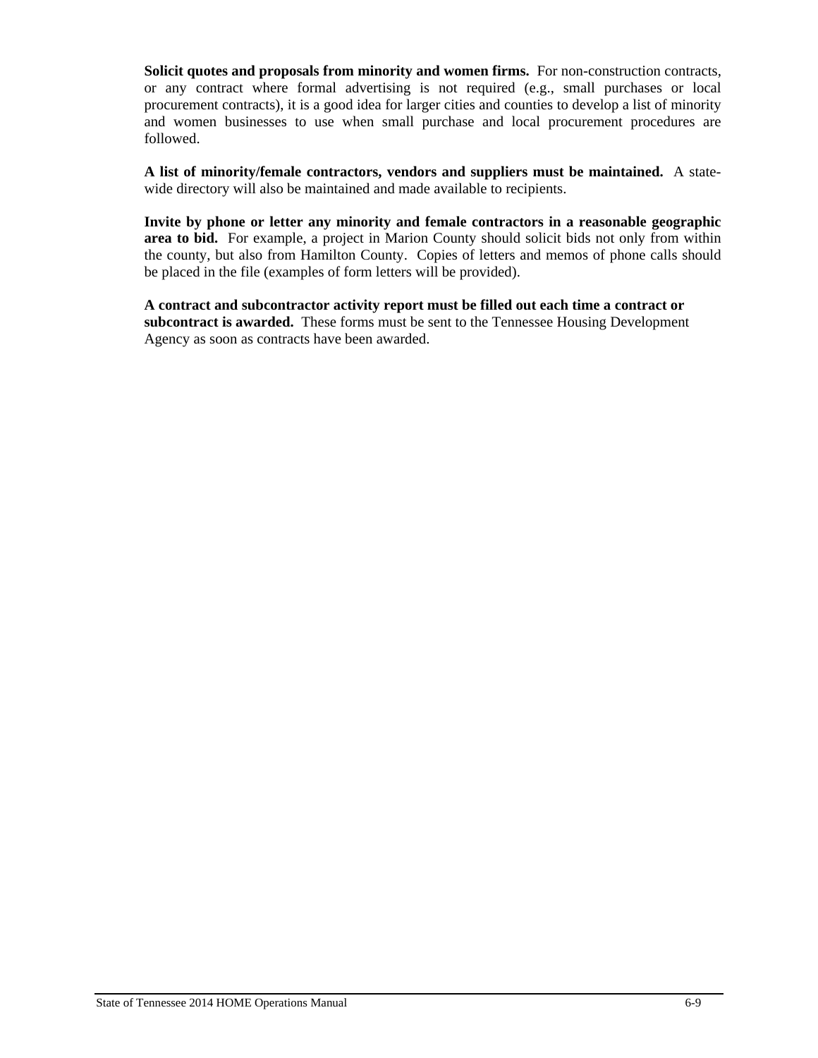**Solicit quotes and proposals from minority and women firms.** For non-construction contracts, or any contract where formal advertising is not required (e.g., small purchases or local procurement contracts), it is a good idea for larger cities and counties to develop a list of minority and women businesses to use when small purchase and local procurement procedures are followed.

**A list of minority/female contractors, vendors and suppliers must be maintained.** A state-wide directory will also be maintained and made available to recipients.

**Invite by phone or letter any minority and female contractors in a reasonable geographic area to bid.** For example, a project in Marion County should solicit bids not only from within the county, but also from Hamilton County. Copies of letters and memos of phone calls should be placed in the file (examples of form letters will be provided).

**A contract and subcontractor activity report must be filled out each time a contract or subcontract is awarded.** These forms must be sent to the Tennessee Housing Development Agency as soon as contracts have been awarded.